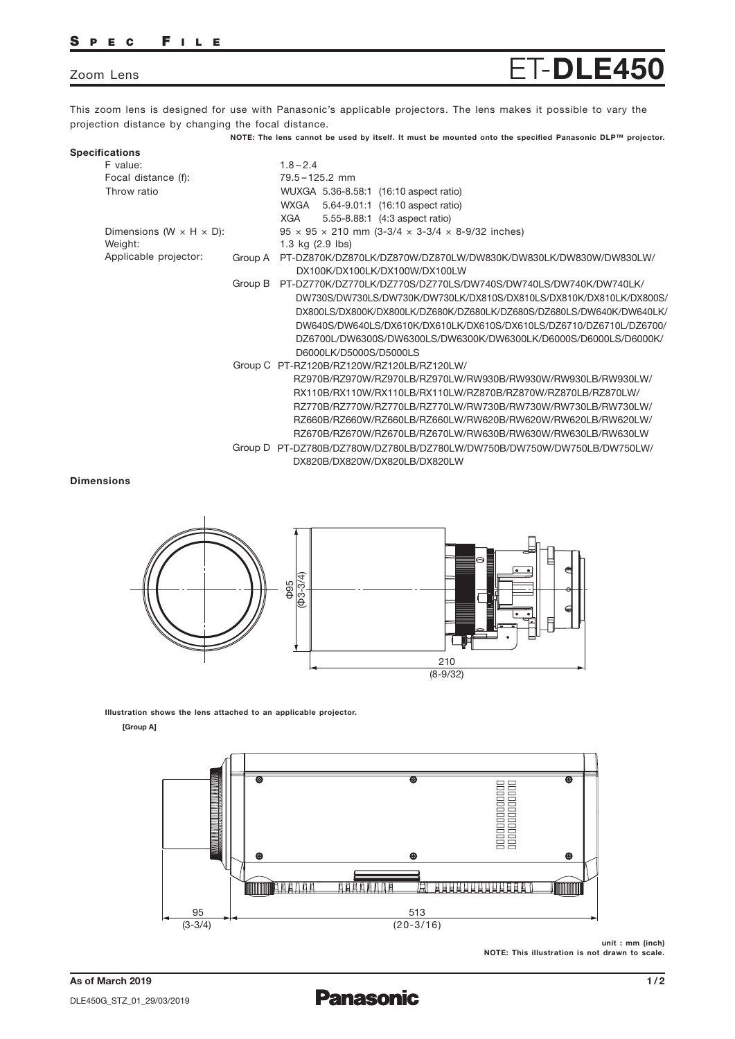# ET-**DLE450**

Zoom Lens

This zoom lens is designed for use with Panasonic's applicable projectors. The lens makes it possible to vary the projection distance by changing the focal distance.

**NOTE: The lens cannot be used by itself. It must be mounted onto the specified Panasonic DLP™ projector.**

## Specifications

| | | |
|---|---|---|
| F value: | | 1.8 – 2.4 |
| Focal distance (f): | | 79.5 – 125.2 mm |
| Throw ratio | | WUXGA 5.36-8.58:1 (16:10 aspect ratio) |
| | | WXGA 5.64-9.01:1 (16:10 aspect ratio) |
| | | XGA 5.55-8.88:1 (4:3 aspect ratio) |
| Dimensions (W × H × D): | | 95 × 95 × 210 mm (3-3/4 × 3-3/4 × 8-9/32 inches) |
| Weight: | | 1.3 kg (2.9 lbs) |
| Applicable projector: | Group A | PT-DZ870K/DZ870LK/DZ870W/DZ870LW/DW830K/DW830LK/DW830W/DW830LW/DX100K/DX100LK/DX100W/DX100LW |
| | Group B | PT-DZ770K/DZ770LK/DZ770S/DZ770LS/DW740S/DW740LS/DW740K/DW740LK/DW730S/DW730LS/DW730K/DW730LK/DX810S/DX810LS/DX810K/DX810LK/DX800S/DX800LS/DX800K/DX800LK/DZ680K/DZ680LK/DZ680S/DZ680LS/DW640K/DW640LK/DW640S/DW640LS/DX610K/DX610LK/DX610S/DX610LS/DZ6710/DZ6710L/DZ6700/DZ6700L/DW6300S/DW6300LS/DW6300K/DW6300LK/D6000S/D6000LS/D6000K/D6000LK/D5000S/D5000LS |
| | Group C | PT-RZ120B/RZ120W/RZ120LB/RZ120LW/RZ970B/RZ970W/RZ970LB/RZ970LW/RW930B/RW930W/RW930LB/RW930LW/RX110B/RX110W/RX110LB/RX110LW/RZ870B/RZ870W/RZ870LB/RZ870LW/RZ770B/RZ770W/RZ770LB/RZ770LW/RW730B/RW730W/RW730LB/RW730LW/RZ660B/RZ660W/RZ660LB/RZ660LW/RW620B/RW620W/RW620LB/RW620LW/RZ670B/RZ670W/RZ670LB/RZ670LW/RW630B/RW630W/RW630LB/RW630LW |
| | Group D | PT-DZ780B/DZ780W/DZ780LB/DZ780LW/DW750B/DW750W/DW750LB/DW750LW/DX820B/DX820W/DX820LB/DX820LW |

## Dimensions

Φ95 (Φ3-3/4)

210 (8-9/32)

**Illustration shows the lens attached to an applicable projector.**

**[Group A]**

95 (3-3/4)

513 (20-3/16)

**unit : mm (inch)**
**NOTE: This illustration is not drawn to scale.**

**As of March 2019**

DLE450G_STZ_01_29/03/2019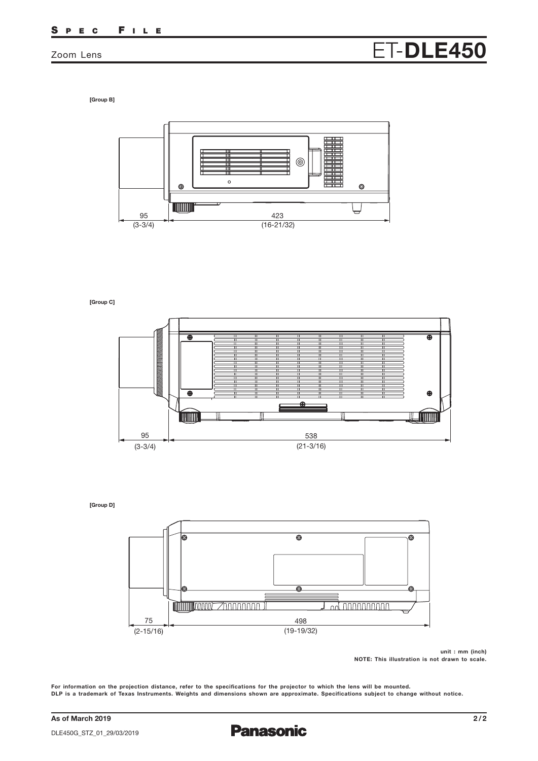# Zoom Lens ET-DLE450

[Group B]

95
(3-3/4)

423
(16-21/32)

[Group C]

95
(3-3/4)

538
(21-3/16)

[Group D]

75
(2-15/16)

498
(19-19/32)

**unit : mm (inch)**
**NOTE: This illustration is not drawn to scale.**

**For information on the projection distance, refer to the specifications for the projector to which the lens will be mounted.**
**DLP is a trademark of Texas Instruments. Weights and dimensions shown are approximate. Specifications subject to change without notice.**

**As of March 2019**

DLE450G_STZ_01_29/03/2019